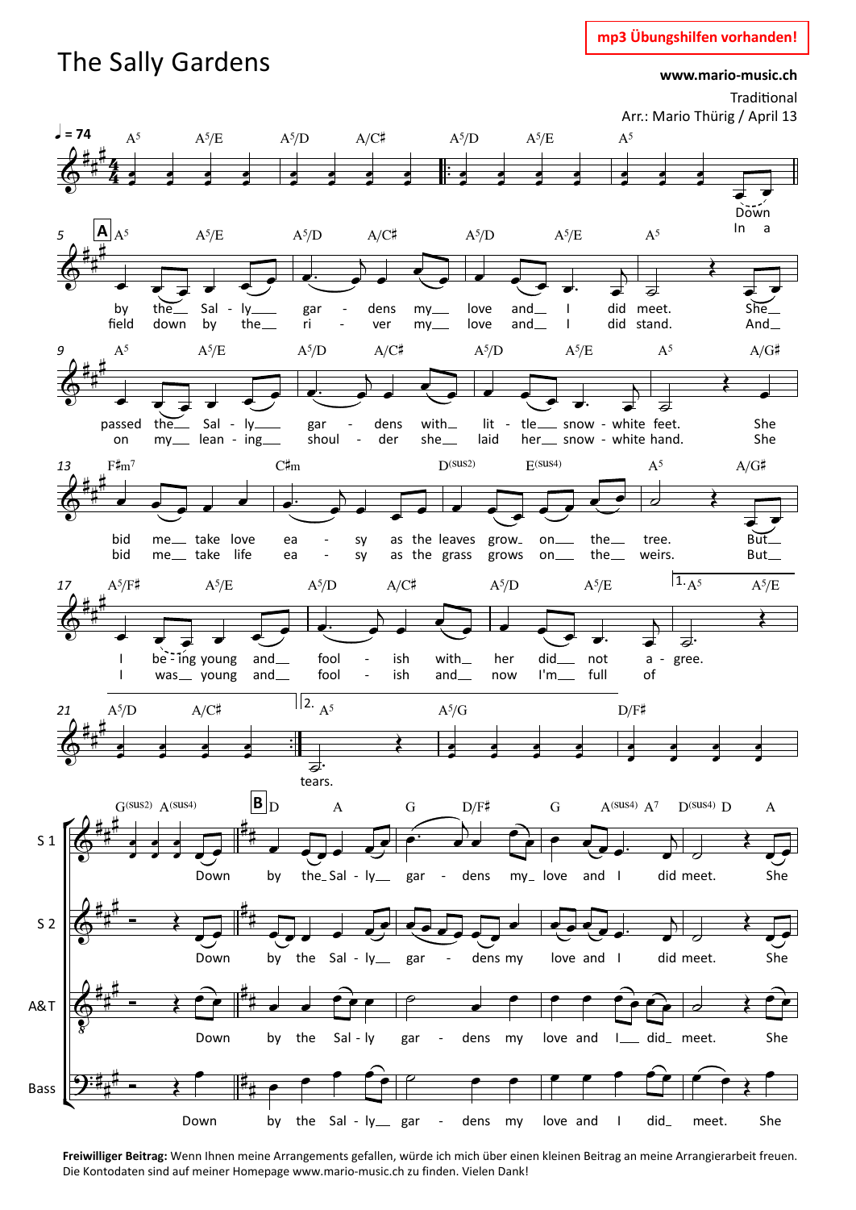# The Sally Gardens

**mp3 Übungshilfen vorhanden!**

**www.mario-music.ch**

Traditional
Arr.: Mario Thürig / April 13

**Freiwilliger Beitrag:** Wenn Ihnen meine Arrangements gefallen, würde ich mich über einen kleinen Beitrag an meine Arrangierarbeit freuen. Die Kontodaten sind auf meiner Homepage www.mario-music.ch zu finden. Vielen Dank!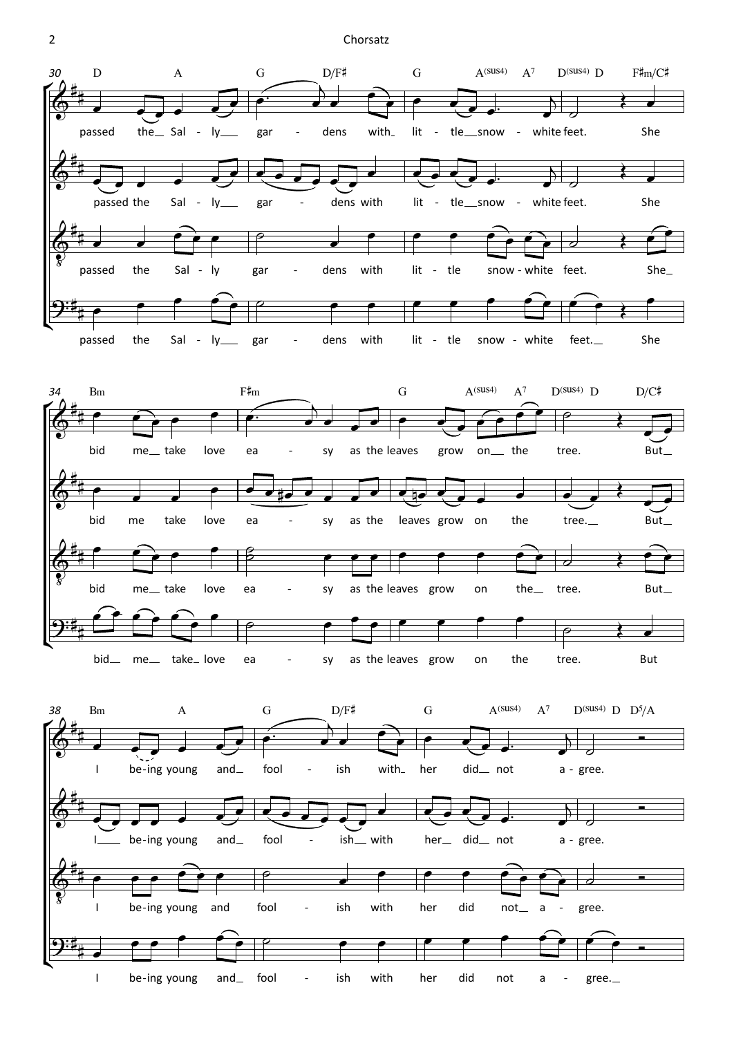**30** D A G D/F♯ G A(sus4) A7 D(sus4) D F♯m/C♯

passed the Sal - ly gar - dens with lit - tle snow - white feet. She

passed the Sal - ly gar - dens with lit - tle snow - white feet. She

passed the Sal - ly gar - dens with lit - tle snow - white feet. She

passed the Sal - ly gar - dens with lit - tle snow - white feet. She

**34** Bm F♯m G A(sus4) A7 D(sus4) D D/C♯

bid me take love ea - sy as the leaves grow on the tree. But

bid me take love ea - sy as the leaves grow on the tree. But

bid me take love ea - sy as the leaves grow on the tree. But

bid me take love ea - sy as the leaves grow on the tree. But

**38** Bm A G D/F♯ G A(sus4) A7 D(sus4) D D5/A

I be-ing young and fool - ish with her did not a - gree.

I be-ing young and fool - ish with her did not a - gree.

I be-ing young and fool - ish with her did not a - gree.

I be-ing young and fool - ish with her did not a - gree.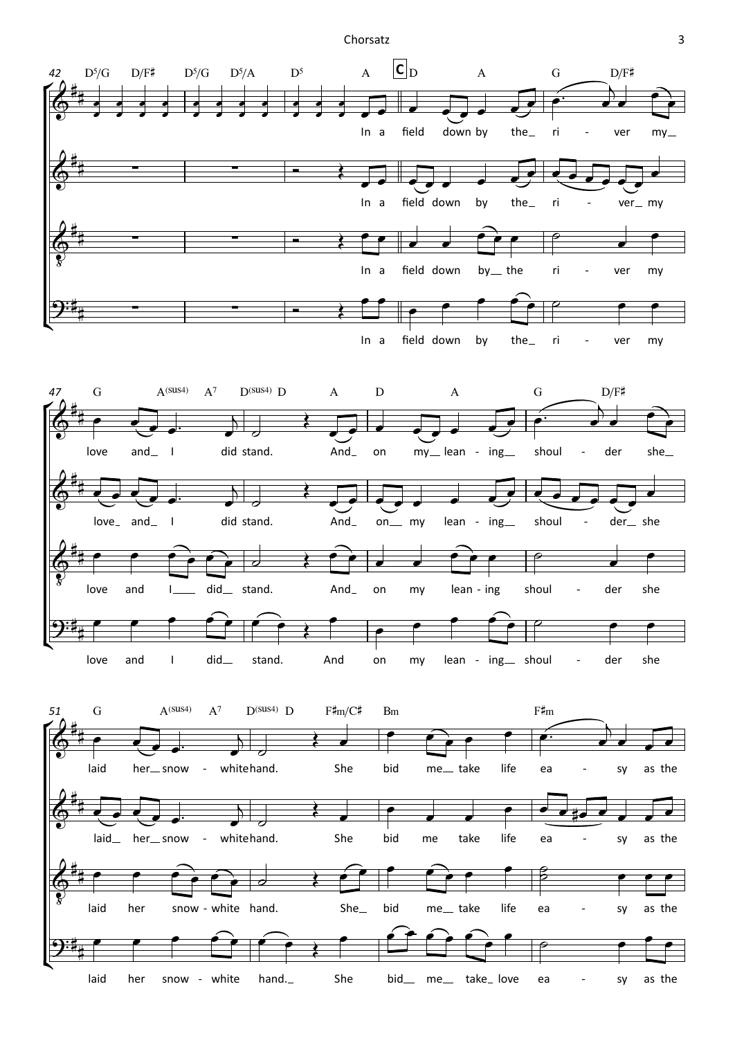42 D⁵/G D/F♯ D⁵/G D⁵/A D⁵ A **C** D A G D/F♯

In a field down by the_ ri - ver my_

In a field down by the_ ri - ver_ my

In a field down by_ the ri - ver my

In a field down by the_ ri - ver my

47 G A(sus4) A⁷ D(sus4) D A D A G D/F♯

love and_ I did stand. And_ on my_ lean - ing_ shoul - der she_

love_ and_ I did stand. And_ on_ my lean - ing_ shoul - der_ she

love and I___ did_ stand. And_ on my lean - ing shoul - der she

love and I did_ stand. And on my lean - ing_ shoul - der she

51 G A(sus4) A⁷ D(sus4) D F♯m/C♯ Bm F♯m

laid her_ snow - white hand. She bid me_ take life ea - sy as the

laid_ her_ snow - white hand. She bid me take life ea - sy as the

laid her snow - white hand. She_ bid me_ take life ea - sy as the

laid her snow - white hand._ She bid_ me_ take_ love ea - sy as the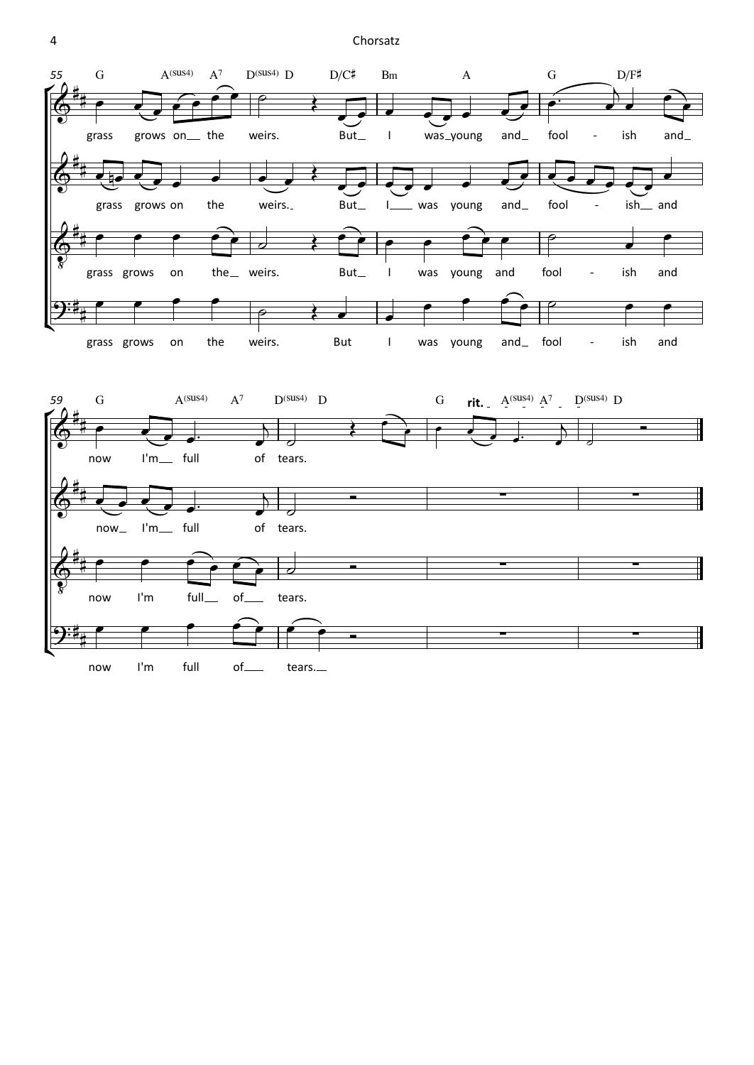55 G A(sus4) A7 D(sus4) D D/C♯ Bm A G D/F♯

grass grows on the weirs. But I was young and fool - ish and

grass grows on the weirs. But I was young and fool - ish and

grass grows on the weirs. But I was young and fool - ish and

grass grows on the weirs. But I was young and fool - ish and

59 G A(sus4) A7 D(sus4) D G **rit.** A(sus4) A7 D(sus4) D

now I'm full of tears.

now I'm full of tears.

now I'm full of tears.

now I'm full of tears.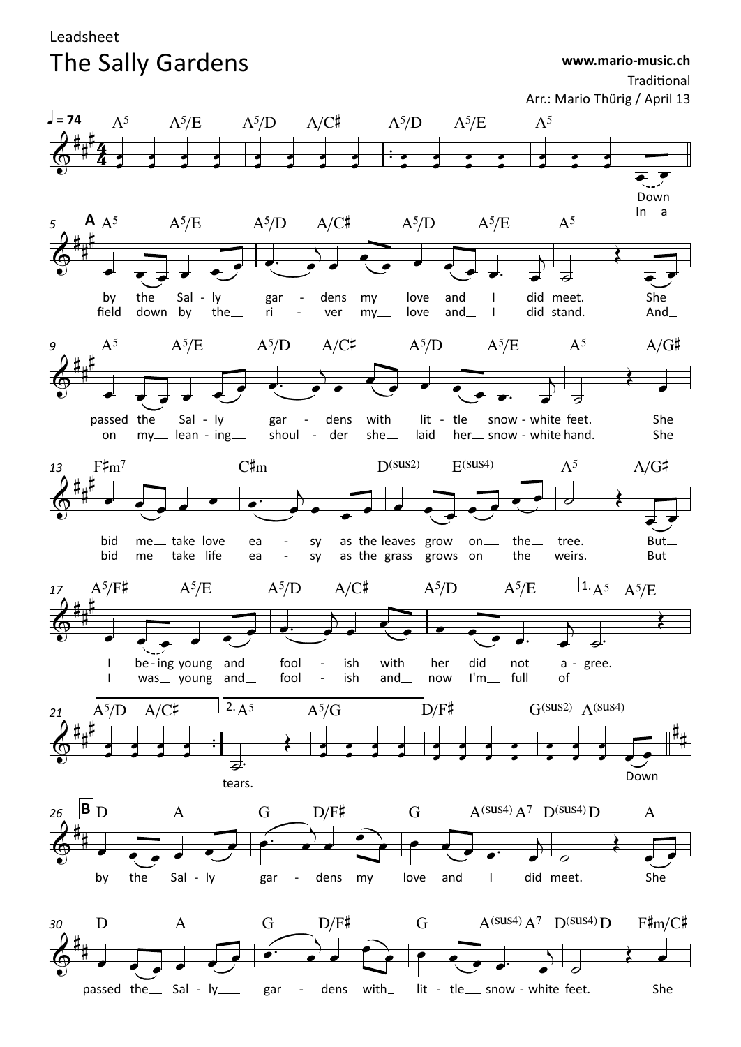Leadsheet

# The Sally Gardens

**www.mario-music.ch**

Traditional

Arr.: Mario Thürig / April 13

♩ = 74

A⁵ A⁵/E A⁵/D A/C♯ A⁵/D A⁵/E A⁵

Down / In a

**A** A⁵ A⁵/E A⁵/D A/C♯ A⁵/D A⁵/E A⁵

by the Sal - ly gar - dens my love and I did meet. She
field down by the ri - ver my love and I did stand. And

A⁵ A⁵/E A⁵/D A/C♯ A⁵/D A⁵/E A⁵ A/G♯

passed the Sal - ly gar - dens with lit - tle snow - white feet. She
on my lean - ing shoul - der she laid her snow - white hand. She

F♯m⁷ C♯m D^(sus2) E^(sus4) A⁵ A/G♯

bid me take love ea - sy as the leaves grow on the tree. But
bid me take life ea - sy as the grass grows on the weirs. But

A⁵/F♯ A⁵/E A⁵/D A/C♯ A⁵/D A⁵/E 1. A⁵ A⁵/E

I be - ing young and fool - ish with her did not a - gree.
I was young and fool - ish and now I'm full of

A⁵/D A/C♯ 2. A⁵ A⁵/G D/F♯ G^(sus2) A^(sus4)

tears. Down

**B** D A G D/F♯ G A^(sus4) A⁷ D^(sus4) D A

by the Sal - ly gar - dens my love and I did meet. She

D A G D/F♯ G A^(sus4) A⁷ D^(sus4) D F♯m/C♯

passed the Sal - ly gar - dens with lit - tle snow - white feet. She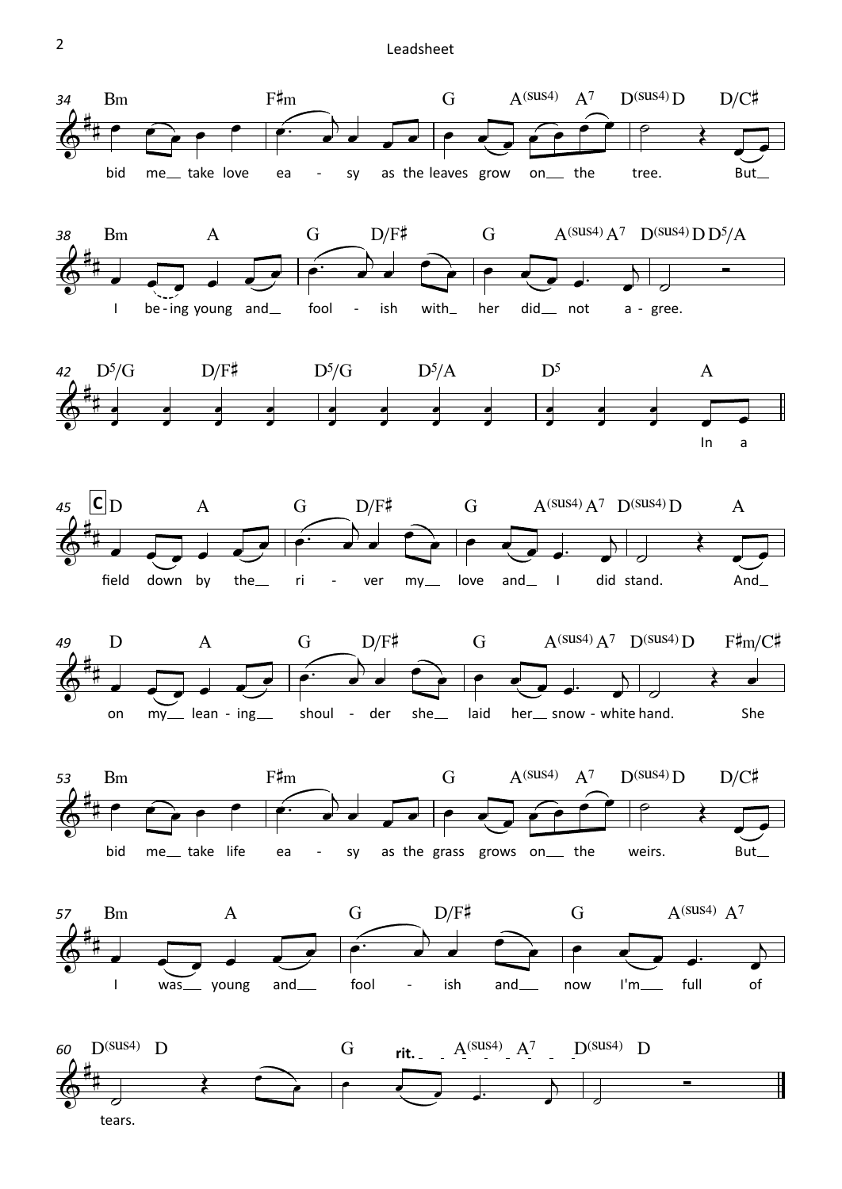Leadsheet

34 Bm F♯m G A(sus4) A7 D(sus4) D D/C♯

bid me take love ea - sy as the leaves grow on the tree. But

38 Bm A G D/F♯ G A(sus4) A7 D(sus4) D D5/A

I be - ing young and fool - ish with her did not a - gree.

42 D5/G D/F♯ D5/G D5/A D5 A

In a

45 **C** D A G D/F♯ G A(sus4) A7 D(sus4) D A

field down by the ri - ver my love and I did stand. And

49 D A G D/F♯ G A(sus4) A7 D(sus4) D F♯m/C♯

on my lean - ing shoul - der she laid her snow - white hand. She

53 Bm F♯m G A(sus4) A7 D(sus4) D D/C♯

bid me take life ea - sy as the grass grows on the weirs. But

57 Bm A G D/F♯ G A(sus4) A7

I was young and fool - ish and now I'm full of

60 D(sus4) D G rit. A(sus4) A7 D(sus4) D

tears.